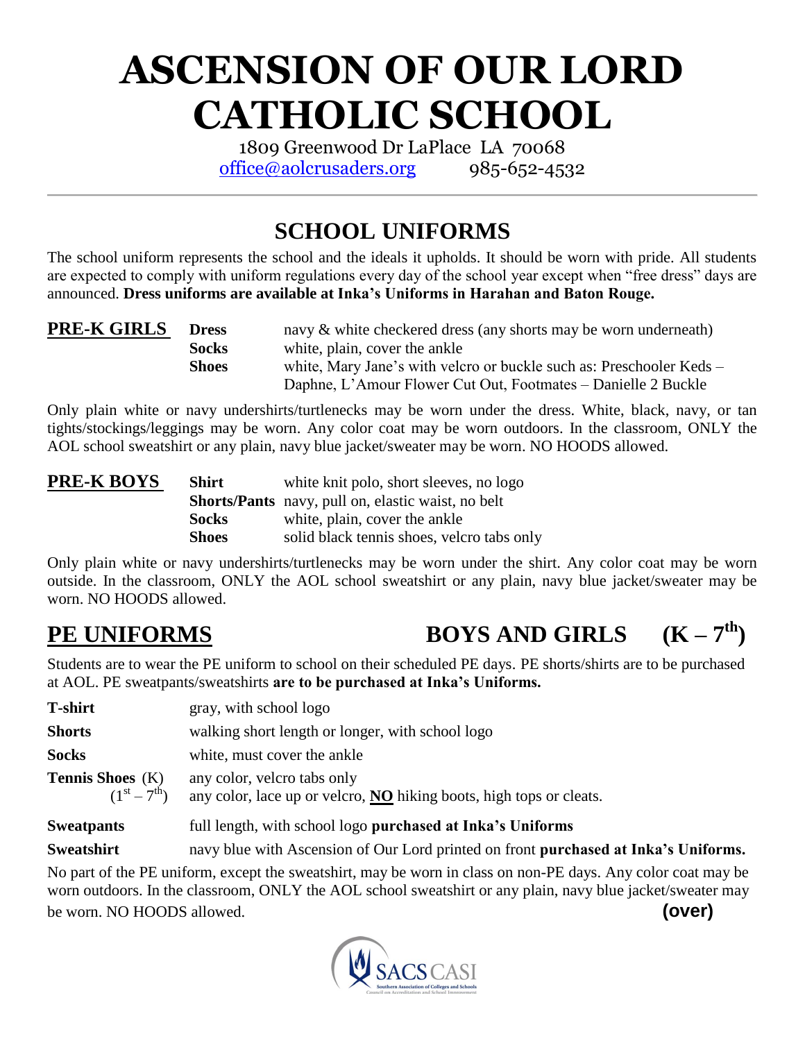# ASCENSION OF OUR LORD CATHOLIC SCHOOL

1809 Greenwood Dr LaPlace LA 70068
office@aolcrusaders.org 985-652-4532

## SCHOOL UNIFORMS

The school uniform represents the school and the ideals it upholds. It should be worn with pride. All students are expected to comply with uniform regulations every day of the school year except when "free dress" days are announced. **Dress uniforms are available at Inka's Uniforms in Harahan and Baton Rouge.**

### PRE-K GIRLS

| | |
|---|---|
| **Dress** | navy & white checkered dress (any shorts may be worn underneath) |
| **Socks** | white, plain, cover the ankle |
| **Shoes** | white, Mary Jane's with velcro or buckle such as: Preschooler Keds – Daphne, L'Amour Flower Cut Out, Footmates – Danielle 2 Buckle |

Only plain white or navy undershirts/turtlenecks may be worn under the dress. White, black, navy, or tan tights/stockings/leggings may be worn. Any color coat may be worn outdoors. In the classroom, ONLY the AOL school sweatshirt or any plain, navy blue jacket/sweater may be worn. NO HOODS allowed.

### PRE-K BOYS

| | |
|---|---|
| **Shirt** | white knit polo, short sleeves, no logo |
| **Shorts/Pants** | navy, pull on, elastic waist, no belt |
| **Socks** | white, plain, cover the ankle |
| **Shoes** | solid black tennis shoes, velcro tabs only |

Only plain white or navy undershirts/turtlenecks may be worn under the shirt. Any color coat may be worn outside. In the classroom, ONLY the AOL school sweatshirt or any plain, navy blue jacket/sweater may be worn. NO HOODS allowed.

## PE UNIFORMS — BOYS AND GIRLS (K – 7th)

Students are to wear the PE uniform to school on their scheduled PE days. PE shorts/shirts are to be purchased at AOL. PE sweatpants/sweatshirts **are to be purchased at Inka's Uniforms.**

| | |
|---|---|
| **T-shirt** | gray, with school logo |
| **Shorts** | walking short length or longer, with school logo |
| **Socks** | white, must cover the ankle |
| **Tennis Shoes** (K) | any color, velcro tabs only |
| (1st – 7th) | any color, lace up or velcro, **NO** hiking boots, high tops or cleats. |
| **Sweatpants** | full length, with school logo **purchased at Inka's Uniforms** |
| **Sweatshirt** | navy blue with Ascension of Our Lord printed on front **purchased at Inka's Uniforms.** |

No part of the PE uniform, except the sweatshirt, may be worn in class on non-PE days. Any color coat may be worn outdoors. In the classroom, ONLY the AOL school sweatshirt or any plain, navy blue jacket/sweater may be worn. NO HOODS allowed. **(over)**

SACS CASI — Southern Association of Colleges and Schools, Council on Accreditation and School Improvement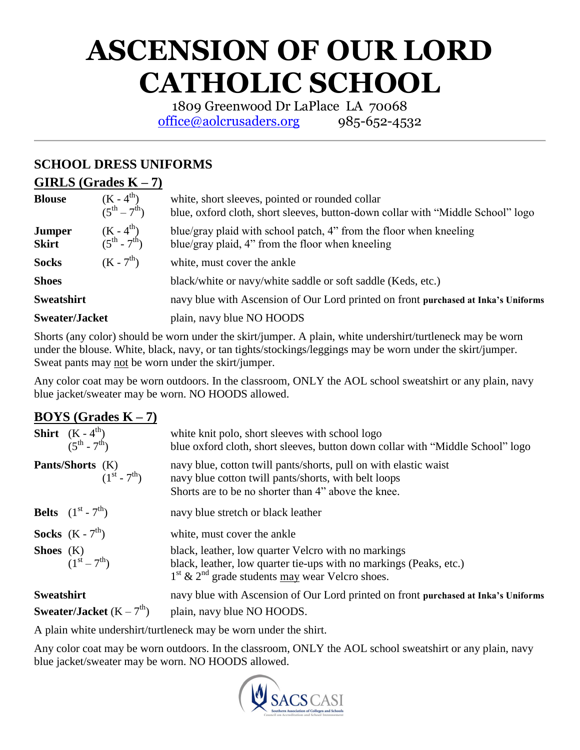# ASCENSION OF OUR LORD CATHOLIC SCHOOL

1809 Greenwood Dr LaPlace LA 70068

office@aolcrusaders.org 985-652-4532

## SCHOOL DRESS UNIFORMS

### GIRLS (Grades K – 7)

| | | |
|---|---|---|
| **Blouse** | (K - 4th) | white, short sleeves, pointed or rounded collar |
| | (5th – 7th) | blue, oxford cloth, short sleeves, button-down collar with "Middle School" logo |
| **Jumper** | (K - 4th) | blue/gray plaid with school patch, 4" from the floor when kneeling |
| **Skirt** | (5th - 7th) | blue/gray plaid, 4" from the floor when kneeling |
| **Socks** | (K - 7th) | white, must cover the ankle |
| **Shoes** | | black/white or navy/white saddle or soft saddle (Keds, etc.) |
| **Sweatshirt** | | navy blue with Ascension of Our Lord printed on front **purchased at Inka's Uniforms** |
| **Sweater/Jacket** | | plain, navy blue NO HOODS |

Shorts (any color) should be worn under the skirt/jumper. A plain, white undershirt/turtleneck may be worn under the blouse. White, black, navy, or tan tights/stockings/leggings may be worn under the skirt/jumper. Sweat pants may not be worn under the skirt/jumper.

Any color coat may be worn outdoors. In the classroom, ONLY the AOL school sweatshirt or any plain, navy blue jacket/sweater may be worn. NO HOODS allowed.

### BOYS (Grades K – 7)

| | | |
|---|---|---|
| **Shirt** | (K - 4th) | white knit polo, short sleeves with school logo |
| | (5th - 7th) | blue oxford cloth, short sleeves, button down collar with "Middle School" logo |
| **Pants/Shorts** | (K) | navy blue, cotton twill pants/shorts, pull on with elastic waist |
| | (1st - 7th) | navy blue cotton twill pants/shorts, with belt loops<br>Shorts are to be no shorter than 4" above the knee. |
| **Belts** | (1st - 7th) | navy blue stretch or black leather |
| **Socks** | (K - 7th) | white, must cover the ankle |
| **Shoes** | (K) | black, leather, low quarter Velcro with no markings |
| | (1st – 7th) | black, leather, low quarter tie-ups with no markings (Peaks, etc.)<br>1st & 2nd grade students may wear Velcro shoes. |
| **Sweatshirt** | | navy blue with Ascension of Our Lord printed on front **purchased at Inka's Uniforms** |
| **Sweater/Jacket** | (K – 7th) | plain, navy blue NO HOODS. |

A plain white undershirt/turtleneck may be worn under the shirt.

Any color coat may be worn outdoors. In the classroom, ONLY the AOL school sweatshirt or any plain, navy blue jacket/sweater may be worn. NO HOODS allowed.

SACS CASI

Southern Association of Colleges and Schools

Council on Accreditation and School Improvement